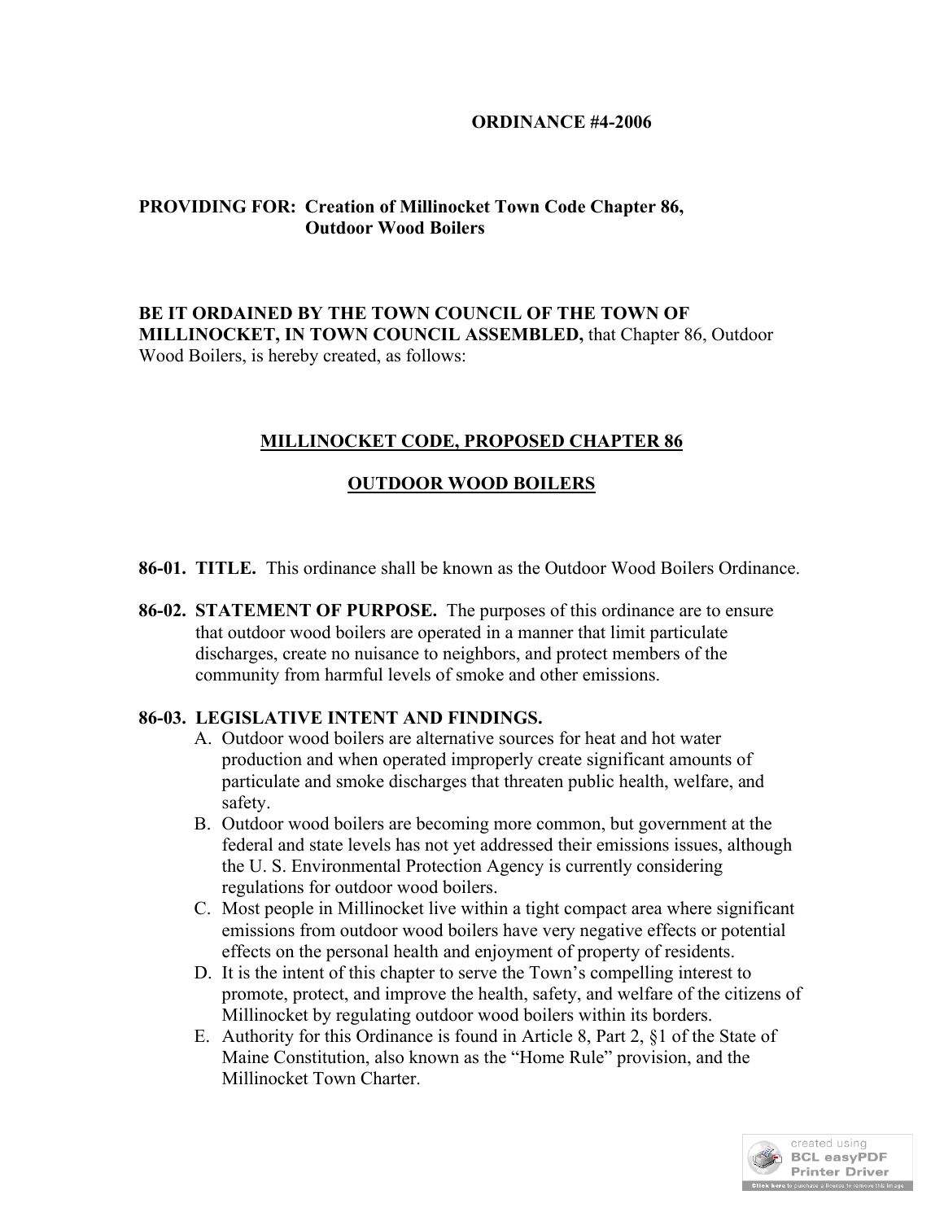**ORDINANCE #4-2006**

**PROVIDING FOR: Creation of Millinocket Town Code Chapter 86, Outdoor Wood Boilers**

**BE IT ORDAINED BY THE TOWN COUNCIL OF THE TOWN OF MILLINOCKET, IN TOWN COUNCIL ASSEMBLED,** that Chapter 86, Outdoor Wood Boilers, is hereby created, as follows:

## MILLINOCKET CODE, PROPOSED CHAPTER 86

## OUTDOOR WOOD BOILERS

**86-01. TITLE.** This ordinance shall be known as the Outdoor Wood Boilers Ordinance.

**86-02. STATEMENT OF PURPOSE.** The purposes of this ordinance are to ensure that outdoor wood boilers are operated in a manner that limit particulate discharges, create no nuisance to neighbors, and protect members of the community from harmful levels of smoke and other emissions.

**86-03. LEGISLATIVE INTENT AND FINDINGS.**

A. Outdoor wood boilers are alternative sources for heat and hot water production and when operated improperly create significant amounts of particulate and smoke discharges that threaten public health, welfare, and safety.

B. Outdoor wood boilers are becoming more common, but government at the federal and state levels has not yet addressed their emissions issues, although the U. S. Environmental Protection Agency is currently considering regulations for outdoor wood boilers.

C. Most people in Millinocket live within a tight compact area where significant emissions from outdoor wood boilers have very negative effects or potential effects on the personal health and enjoyment of property of residents.

D. It is the intent of this chapter to serve the Town's compelling interest to promote, protect, and improve the health, safety, and welfare of the citizens of Millinocket by regulating outdoor wood boilers within its borders.

E. Authority for this Ordinance is found in Article 8, Part 2, §1 of the State of Maine Constitution, also known as the "Home Rule" provision, and the Millinocket Town Charter.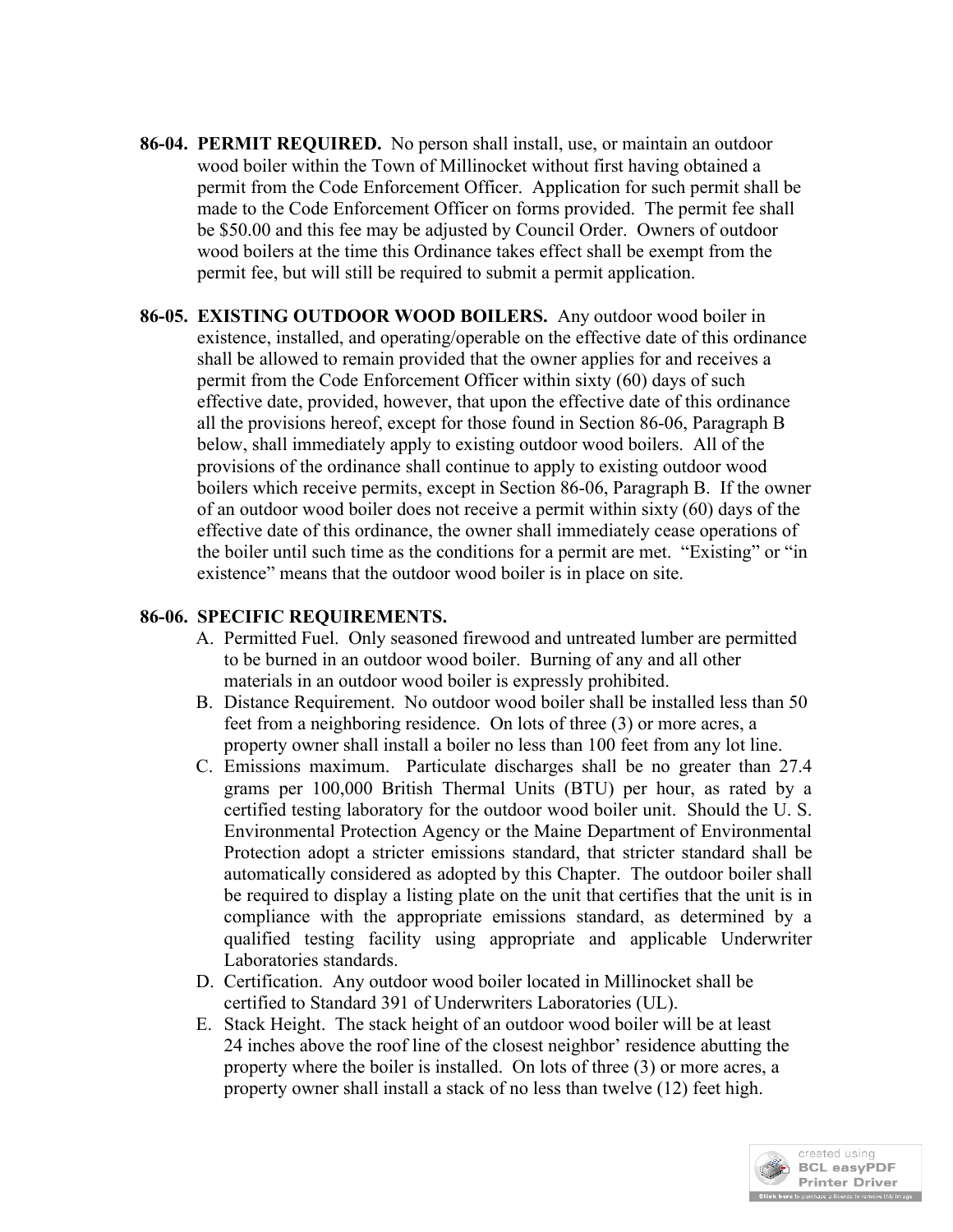**86-04. PERMIT REQUIRED.** No person shall install, use, or maintain an outdoor wood boiler within the Town of Millinocket without first having obtained a permit from the Code Enforcement Officer. Application for such permit shall be made to the Code Enforcement Officer on forms provided. The permit fee shall be $50.00 and this fee may be adjusted by Council Order. Owners of outdoor wood boilers at the time this Ordinance takes effect shall be exempt from the permit fee, but will still be required to submit a permit application.

**86-05. EXISTING OUTDOOR WOOD BOILERS.** Any outdoor wood boiler in existence, installed, and operating/operable on the effective date of this ordinance shall be allowed to remain provided that the owner applies for and receives a permit from the Code Enforcement Officer within sixty (60) days of such effective date, provided, however, that upon the effective date of this ordinance all the provisions hereof, except for those found in Section 86-06, Paragraph B below, shall immediately apply to existing outdoor wood boilers. All of the provisions of the ordinance shall continue to apply to existing outdoor wood boilers which receive permits, except in Section 86-06, Paragraph B. If the owner of an outdoor wood boiler does not receive a permit within sixty (60) days of the effective date of this ordinance, the owner shall immediately cease operations of the boiler until such time as the conditions for a permit are met. "Existing" or "in existence" means that the outdoor wood boiler is in place on site.

**86-06. SPECIFIC REQUIREMENTS.**

A. Permitted Fuel. Only seasoned firewood and untreated lumber are permitted to be burned in an outdoor wood boiler. Burning of any and all other materials in an outdoor wood boiler is expressly prohibited.

B. Distance Requirement. No outdoor wood boiler shall be installed less than 50 feet from a neighboring residence. On lots of three (3) or more acres, a property owner shall install a boiler no less than 100 feet from any lot line.

C. Emissions maximum. Particulate discharges shall be no greater than 27.4 grams per 100,000 British Thermal Units (BTU) per hour, as rated by a certified testing laboratory for the outdoor wood boiler unit. Should the U. S. Environmental Protection Agency or the Maine Department of Environmental Protection adopt a stricter emissions standard, that stricter standard shall be automatically considered as adopted by this Chapter. The outdoor boiler shall be required to display a listing plate on the unit that certifies that the unit is in compliance with the appropriate emissions standard, as determined by a qualified testing facility using appropriate and applicable Underwriter Laboratories standards.

D. Certification. Any outdoor wood boiler located in Millinocket shall be certified to Standard 391 of Underwriters Laboratories (UL).

E. Stack Height. The stack height of an outdoor wood boiler will be at least 24 inches above the roof line of the closest neighbor' residence abutting the property where the boiler is installed. On lots of three (3) or more acres, a property owner shall install a stack of no less than twelve (12) feet high.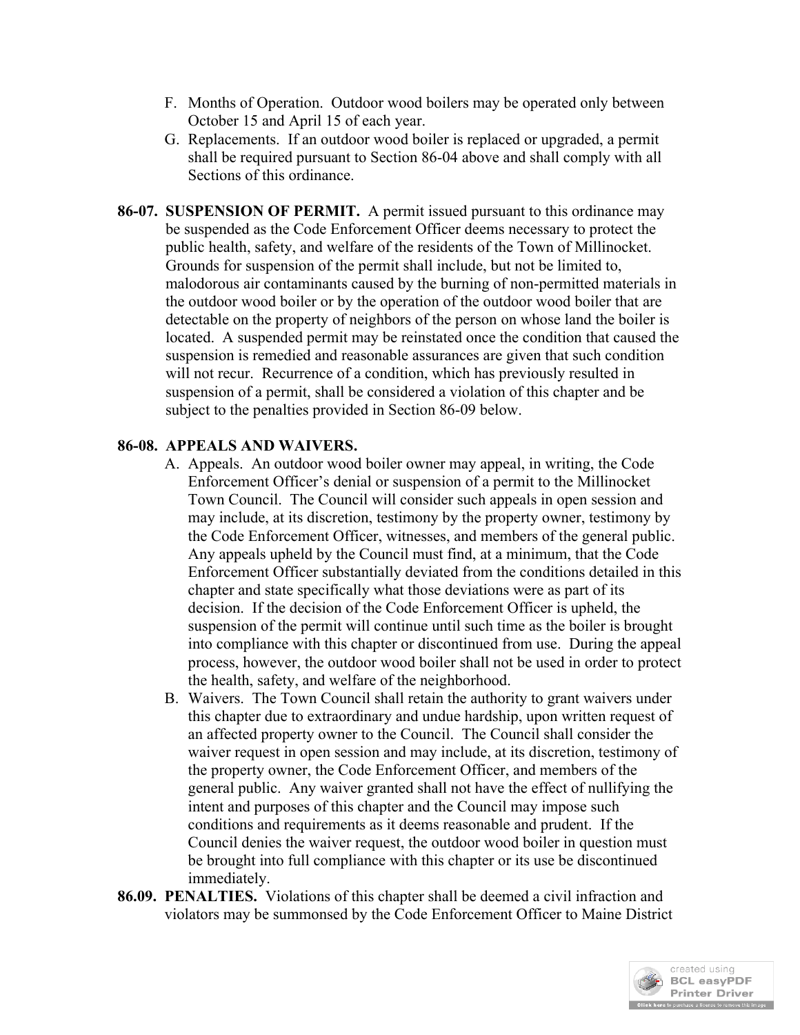F. Months of Operation. Outdoor wood boilers may be operated only between October 15 and April 15 of each year.
G. Replacements. If an outdoor wood boiler is replaced or upgraded, a permit shall be required pursuant to Section 86-04 above and shall comply with all Sections of this ordinance.

**86-07. SUSPENSION OF PERMIT.** A permit issued pursuant to this ordinance may be suspended as the Code Enforcement Officer deems necessary to protect the public health, safety, and welfare of the residents of the Town of Millinocket. Grounds for suspension of the permit shall include, but not be limited to, malodorous air contaminants caused by the burning of non-permitted materials in the outdoor wood boiler or by the operation of the outdoor wood boiler that are detectable on the property of neighbors of the person on whose land the boiler is located. A suspended permit may be reinstated once the condition that caused the suspension is remedied and reasonable assurances are given that such condition will not recur. Recurrence of a condition, which has previously resulted in suspension of a permit, shall be considered a violation of this chapter and be subject to the penalties provided in Section 86-09 below.

**86-08. APPEALS AND WAIVERS.**

A. Appeals. An outdoor wood boiler owner may appeal, in writing, the Code Enforcement Officer's denial or suspension of a permit to the Millinocket Town Council. The Council will consider such appeals in open session and may include, at its discretion, testimony by the property owner, testimony by the Code Enforcement Officer, witnesses, and members of the general public. Any appeals upheld by the Council must find, at a minimum, that the Code Enforcement Officer substantially deviated from the conditions detailed in this chapter and state specifically what those deviations were as part of its decision. If the decision of the Code Enforcement Officer is upheld, the suspension of the permit will continue until such time as the boiler is brought into compliance with this chapter or discontinued from use. During the appeal process, however, the outdoor wood boiler shall not be used in order to protect the health, safety, and welfare of the neighborhood.
B. Waivers. The Town Council shall retain the authority to grant waivers under this chapter due to extraordinary and undue hardship, upon written request of an affected property owner to the Council. The Council shall consider the waiver request in open session and may include, at its discretion, testimony of the property owner, the Code Enforcement Officer, and members of the general public. Any waiver granted shall not have the effect of nullifying the intent and purposes of this chapter and the Council may impose such conditions and requirements as it deems reasonable and prudent. If the Council denies the waiver request, the outdoor wood boiler in question must be brought into full compliance with this chapter or its use be discontinued immediately.

**86.09. PENALTIES.** Violations of this chapter shall be deemed a civil infraction and violators may be summonsed by the Code Enforcement Officer to Maine District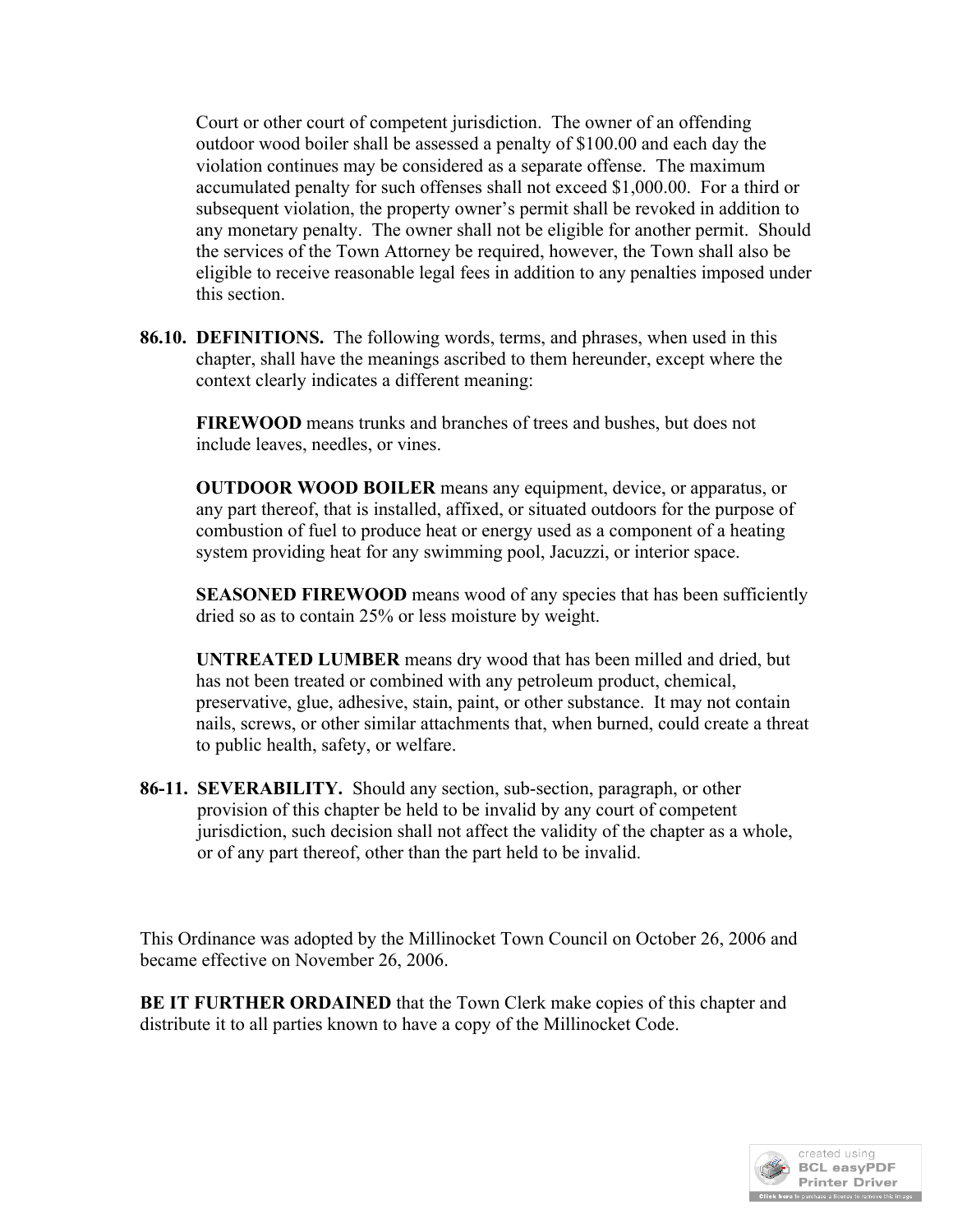Court or other court of competent jurisdiction. The owner of an offending outdoor wood boiler shall be assessed a penalty of $100.00 and each day the violation continues may be considered as a separate offense. The maximum accumulated penalty for such offenses shall not exceed $1,000.00. For a third or subsequent violation, the property owner's permit shall be revoked in addition to any monetary penalty. The owner shall not be eligible for another permit. Should the services of the Town Attorney be required, however, the Town shall also be eligible to receive reasonable legal fees in addition to any penalties imposed under this section.

**86.10. DEFINITIONS.** The following words, terms, and phrases, when used in this chapter, shall have the meanings ascribed to them hereunder, except where the context clearly indicates a different meaning:

**FIREWOOD** means trunks and branches of trees and bushes, but does not include leaves, needles, or vines.

**OUTDOOR WOOD BOILER** means any equipment, device, or apparatus, or any part thereof, that is installed, affixed, or situated outdoors for the purpose of combustion of fuel to produce heat or energy used as a component of a heating system providing heat for any swimming pool, Jacuzzi, or interior space.

**SEASONED FIREWOOD** means wood of any species that has been sufficiently dried so as to contain 25% or less moisture by weight.

**UNTREATED LUMBER** means dry wood that has been milled and dried, but has not been treated or combined with any petroleum product, chemical, preservative, glue, adhesive, stain, paint, or other substance. It may not contain nails, screws, or other similar attachments that, when burned, could create a threat to public health, safety, or welfare.

**86-11. SEVERABILITY.** Should any section, sub-section, paragraph, or other provision of this chapter be held to be invalid by any court of competent jurisdiction, such decision shall not affect the validity of the chapter as a whole, or of any part thereof, other than the part held to be invalid.

This Ordinance was adopted by the Millinocket Town Council on October 26, 2006 and became effective on November 26, 2006.

**BE IT FURTHER ORDAINED** that the Town Clerk make copies of this chapter and distribute it to all parties known to have a copy of the Millinocket Code.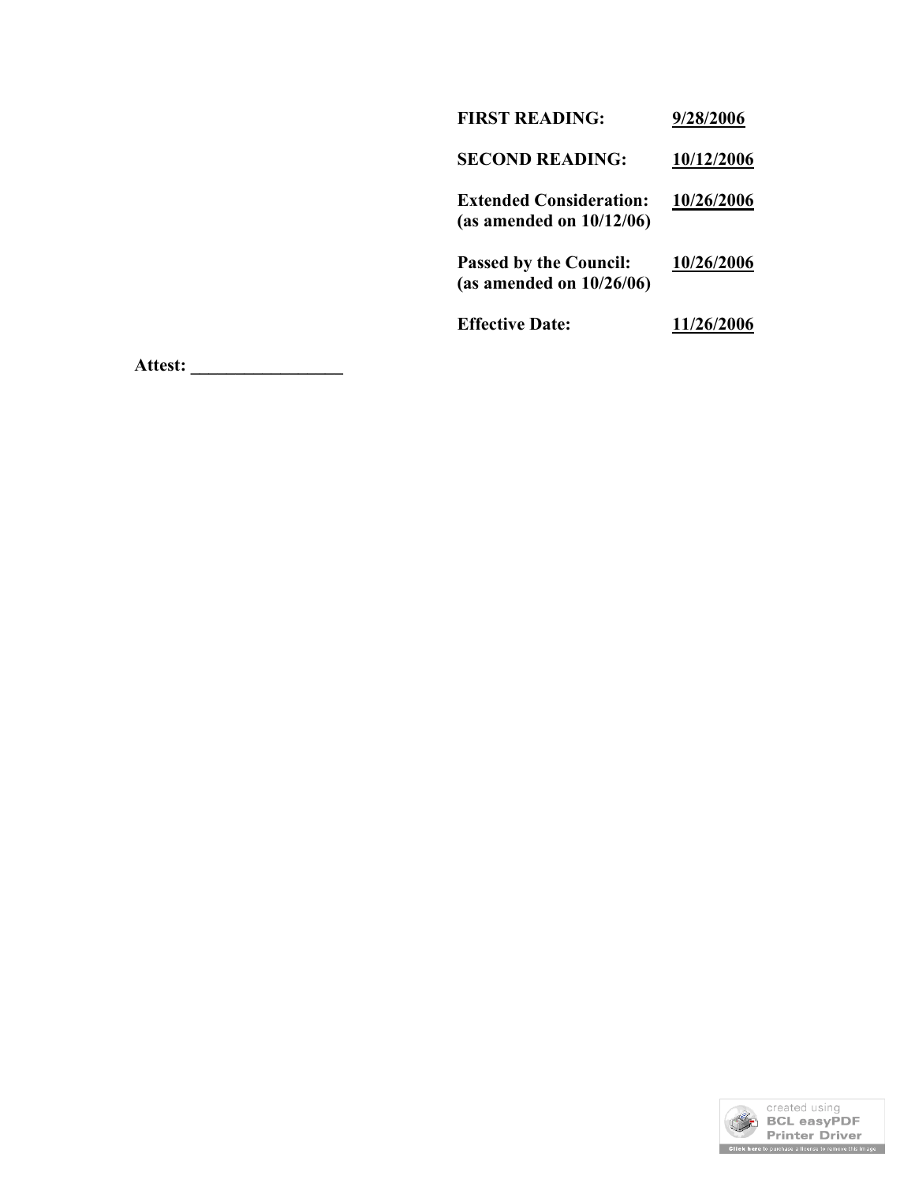| | |
|---|---|
| **FIRST READING:** | **9/28/2006** |
| **SECOND READING:** | **10/12/2006** |
| **Extended Consideration:** **(as amended on 10/12/06)** | **10/26/2006** |
| **Passed by the Council:** **(as amended on 10/26/06)** | **10/26/2006** |
| **Effective Date:** | **11/26/2006** |

**Attest: _________________**